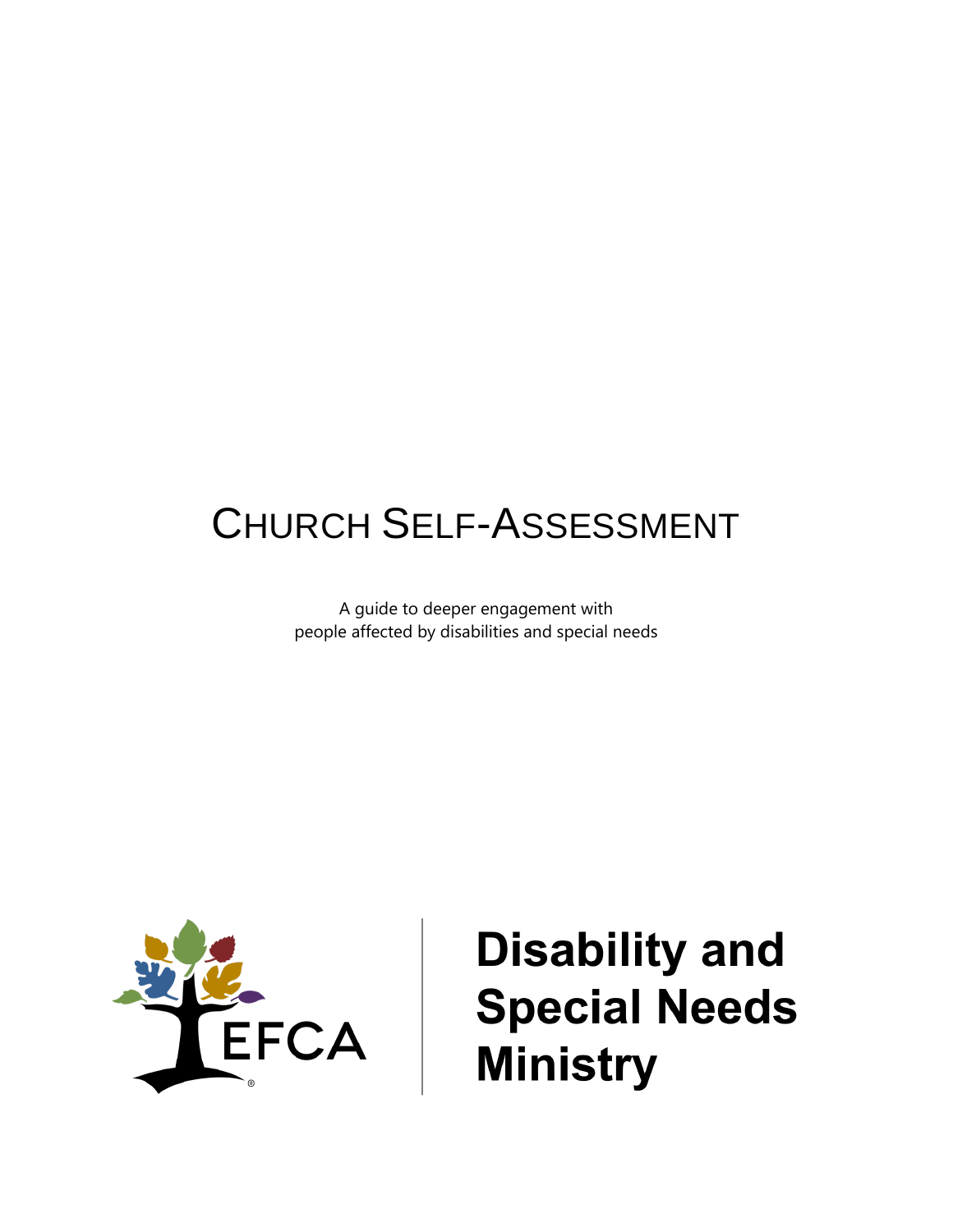# Church Self-Assessment

A guide to deeper engagement with
people affected by disabilities and special needs

EFCA

**Disability and Special Needs Ministry**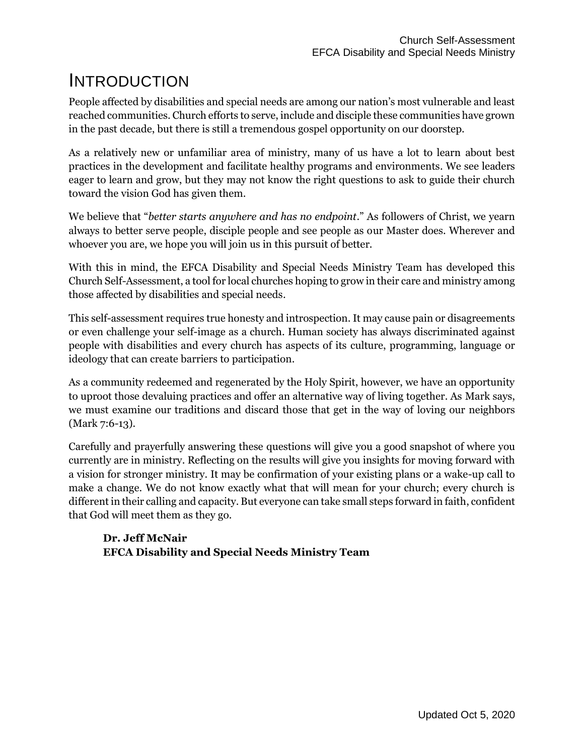# Introduction

People affected by disabilities and special needs are among our nation's most vulnerable and least reached communities. Church efforts to serve, include and disciple these communities have grown in the past decade, but there is still a tremendous gospel opportunity on our doorstep.

As a relatively new or unfamiliar area of ministry, many of us have a lot to learn about best practices in the development and facilitate healthy programs and environments. We see leaders eager to learn and grow, but they may not know the right questions to ask to guide their church toward the vision God has given them.

We believe that "*better starts anywhere and has no endpoint*." As followers of Christ, we yearn always to better serve people, disciple people and see people as our Master does. Wherever and whoever you are, we hope you will join us in this pursuit of better.

With this in mind, the EFCA Disability and Special Needs Ministry Team has developed this Church Self-Assessment, a tool for local churches hoping to grow in their care and ministry among those affected by disabilities and special needs.

This self-assessment requires true honesty and introspection. It may cause pain or disagreements or even challenge your self-image as a church. Human society has always discriminated against people with disabilities and every church has aspects of its culture, programming, language or ideology that can create barriers to participation.

As a community redeemed and regenerated by the Holy Spirit, however, we have an opportunity to uproot those devaluing practices and offer an alternative way of living together. As Mark says, we must examine our traditions and discard those that get in the way of loving our neighbors (Mark 7:6-13).

Carefully and prayerfully answering these questions will give you a good snapshot of where you currently are in ministry. Reflecting on the results will give you insights for moving forward with a vision for stronger ministry. It may be confirmation of your existing plans or a wake-up call to make a change. We do not know exactly what that will mean for your church; every church is different in their calling and capacity. But everyone can take small steps forward in faith, confident that God will meet them as they go.

**Dr. Jeff McNair**
**EFCA Disability and Special Needs Ministry Team**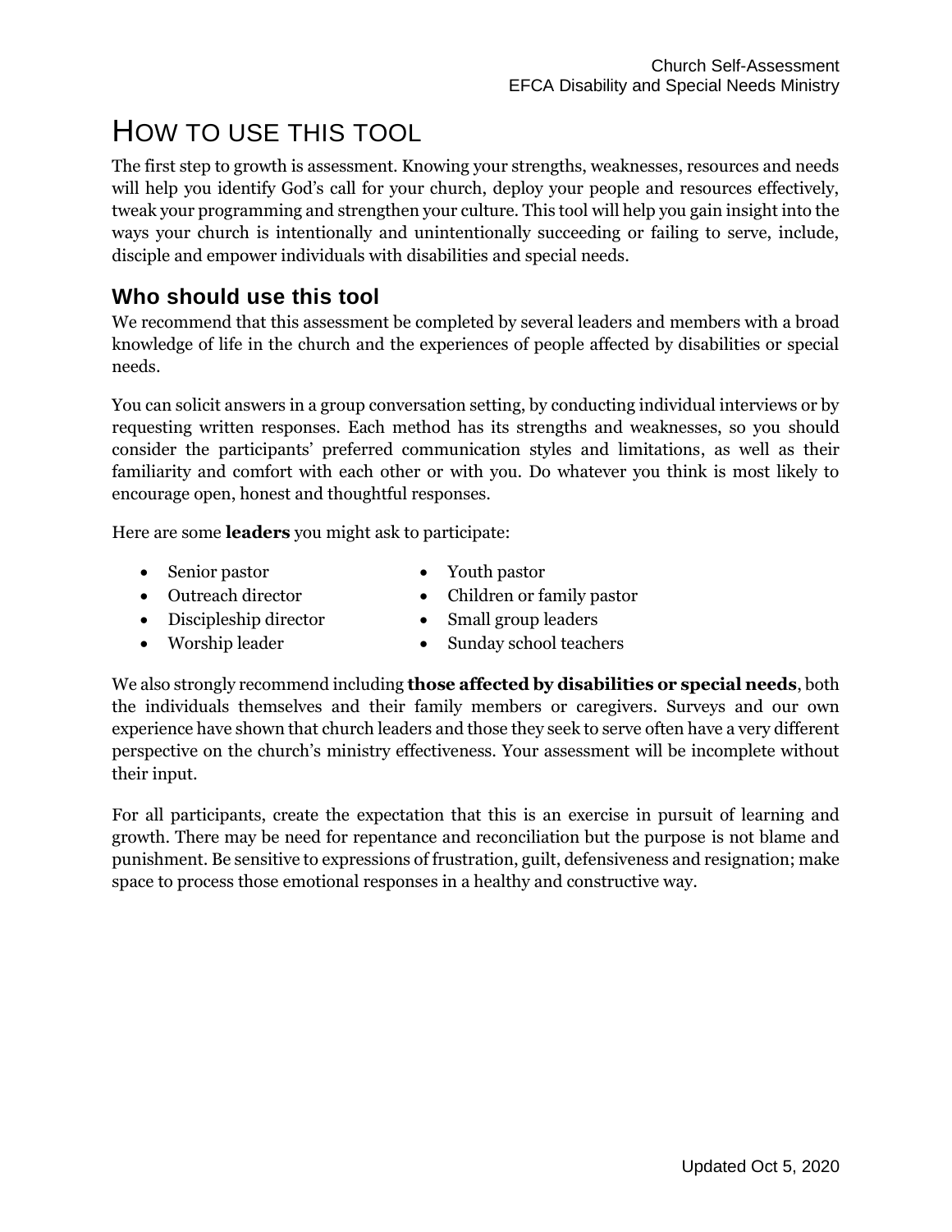# HOW TO USE THIS TOOL

The first step to growth is assessment. Knowing your strengths, weaknesses, resources and needs will help you identify God's call for your church, deploy your people and resources effectively, tweak your programming and strengthen your culture. This tool will help you gain insight into the ways your church is intentionally and unintentionally succeeding or failing to serve, include, disciple and empower individuals with disabilities and special needs.

## Who should use this tool

We recommend that this assessment be completed by several leaders and members with a broad knowledge of life in the church and the experiences of people affected by disabilities or special needs.

You can solicit answers in a group conversation setting, by conducting individual interviews or by requesting written responses. Each method has its strengths and weaknesses, so you should consider the participants' preferred communication styles and limitations, as well as their familiarity and comfort with each other or with you. Do whatever you think is most likely to encourage open, honest and thoughtful responses.

Here are some **leaders** you might ask to participate:

- Senior pastor
- Outreach director
- Discipleship director
- Worship leader
- Youth pastor
- Children or family pastor
- Small group leaders
- Sunday school teachers

We also strongly recommend including **those affected by disabilities or special needs**, both the individuals themselves and their family members or caregivers. Surveys and our own experience have shown that church leaders and those they seek to serve often have a very different perspective on the church's ministry effectiveness. Your assessment will be incomplete without their input.

For all participants, create the expectation that this is an exercise in pursuit of learning and growth. There may be need for repentance and reconciliation but the purpose is not blame and punishment. Be sensitive to expressions of frustration, guilt, defensiveness and resignation; make space to process those emotional responses in a healthy and constructive way.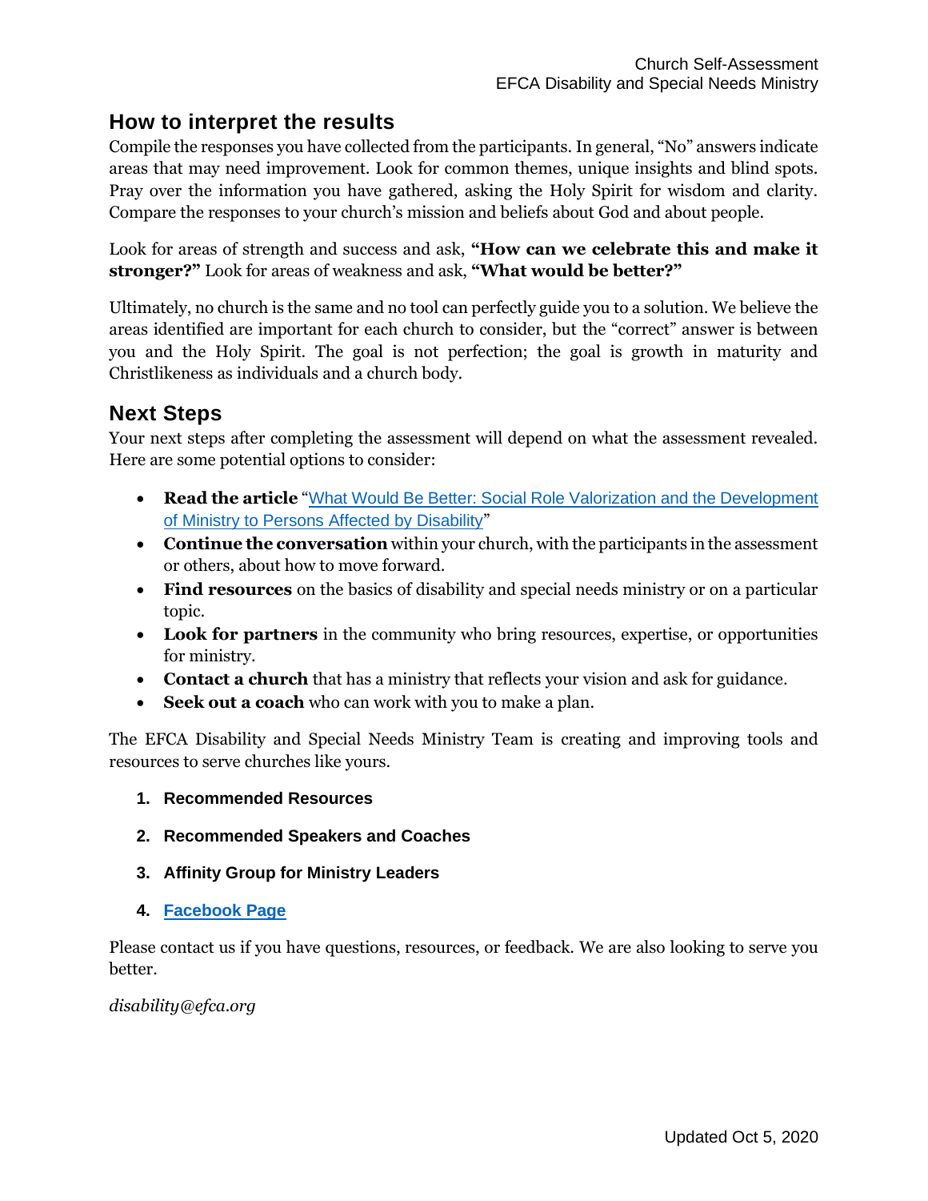## How to interpret the results

Compile the responses you have collected from the participants. In general, "No" answers indicate areas that may need improvement. Look for common themes, unique insights and blind spots. Pray over the information you have gathered, asking the Holy Spirit for wisdom and clarity. Compare the responses to your church's mission and beliefs about God and about people.

Look for areas of strength and success and ask, **"How can we celebrate this and make it stronger?"** Look for areas of weakness and ask, **"What would be better?"**

Ultimately, no church is the same and no tool can perfectly guide you to a solution. We believe the areas identified are important for each church to consider, but the "correct" answer is between you and the Holy Spirit. The goal is not perfection; the goal is growth in maturity and Christlikeness as individuals and a church body.

## Next Steps

Your next steps after completing the assessment will depend on what the assessment revealed. Here are some potential options to consider:

- **Read the article** "What Would Be Better: Social Role Valorization and the Development of Ministry to Persons Affected by Disability"
- **Continue the conversation** within your church, with the participants in the assessment or others, about how to move forward.
- **Find resources** on the basics of disability and special needs ministry or on a particular topic.
- **Look for partners** in the community who bring resources, expertise, or opportunities for ministry.
- **Contact a church** that has a ministry that reflects your vision and ask for guidance.
- **Seek out a coach** who can work with you to make a plan.

The EFCA Disability and Special Needs Ministry Team is creating and improving tools and resources to serve churches like yours.

1. **Recommended Resources**
2. **Recommended Speakers and Coaches**
3. **Affinity Group for Ministry Leaders**
4. **Facebook Page**

Please contact us if you have questions, resources, or feedback. We are also looking to serve you better.

*disability@efca.org*

Updated Oct 5, 2020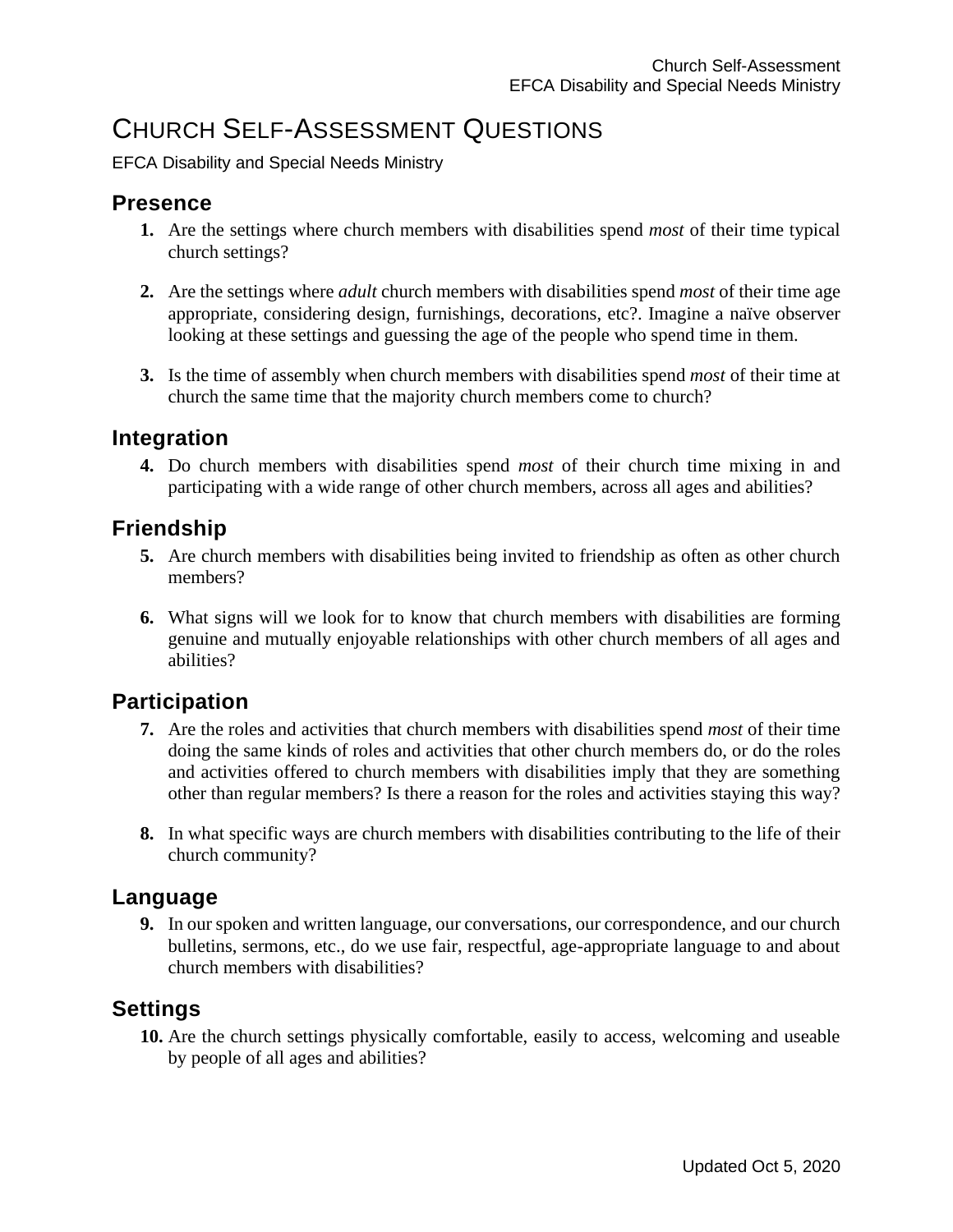# CHURCH SELF-ASSESSMENT QUESTIONS

EFCA Disability and Special Needs Ministry

## Presence

1. Are the settings where church members with disabilities spend *most* of their time typical church settings?

2. Are the settings where *adult* church members with disabilities spend *most* of their time age appropriate, considering design, furnishings, decorations, etc?. Imagine a naïve observer looking at these settings and guessing the age of the people who spend time in them.

3. Is the time of assembly when church members with disabilities spend *most* of their time at church the same time that the majority church members come to church?

## Integration

4. Do church members with disabilities spend *most* of their church time mixing in and participating with a wide range of other church members, across all ages and abilities?

## Friendship

5. Are church members with disabilities being invited to friendship as often as other church members?

6. What signs will we look for to know that church members with disabilities are forming genuine and mutually enjoyable relationships with other church members of all ages and abilities?

## Participation

7. Are the roles and activities that church members with disabilities spend *most* of their time doing the same kinds of roles and activities that other church members do, or do the roles and activities offered to church members with disabilities imply that they are something other than regular members? Is there a reason for the roles and activities staying this way?

8. In what specific ways are church members with disabilities contributing to the life of their church community?

## Language

9. In our spoken and written language, our conversations, our correspondence, and our church bulletins, sermons, etc., do we use fair, respectful, age-appropriate language to and about church members with disabilities?

## Settings

10. Are the church settings physically comfortable, easily to access, welcoming and useable by people of all ages and abilities?

Updated Oct 5, 2020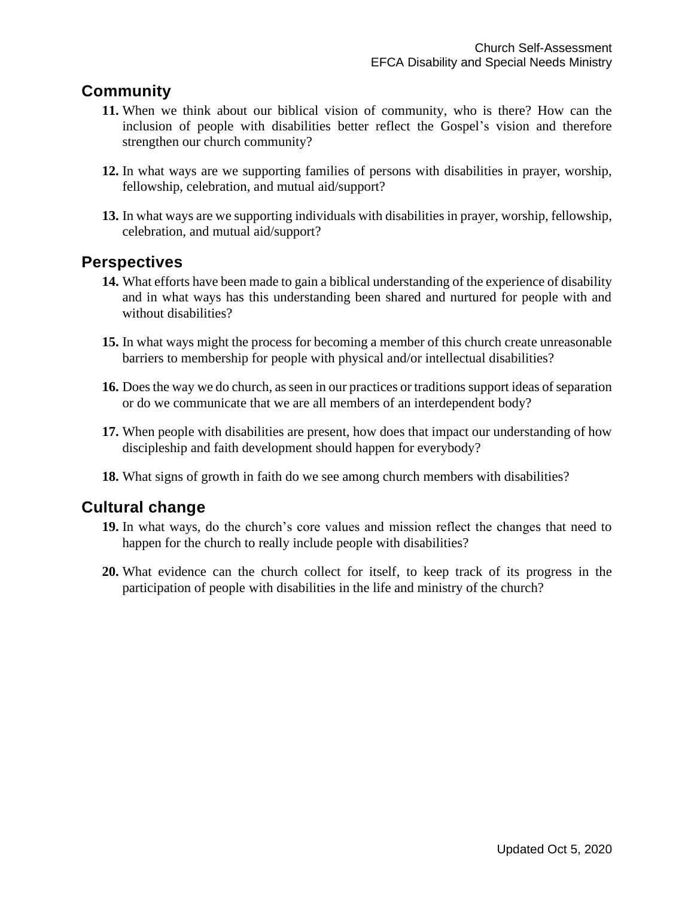## Community

11. When we think about our biblical vision of community, who is there? How can the inclusion of people with disabilities better reflect the Gospel's vision and therefore strengthen our church community?

12. In what ways are we supporting families of persons with disabilities in prayer, worship, fellowship, celebration, and mutual aid/support?

13. In what ways are we supporting individuals with disabilities in prayer, worship, fellowship, celebration, and mutual aid/support?

## Perspectives

14. What efforts have been made to gain a biblical understanding of the experience of disability and in what ways has this understanding been shared and nurtured for people with and without disabilities?

15. In what ways might the process for becoming a member of this church create unreasonable barriers to membership for people with physical and/or intellectual disabilities?

16. Does the way we do church, as seen in our practices or traditions support ideas of separation or do we communicate that we are all members of an interdependent body?

17. When people with disabilities are present, how does that impact our understanding of how discipleship and faith development should happen for everybody?

18. What signs of growth in faith do we see among church members with disabilities?

## Cultural change

19. In what ways, do the church's core values and mission reflect the changes that need to happen for the church to really include people with disabilities?

20. What evidence can the church collect for itself, to keep track of its progress in the participation of people with disabilities in the life and ministry of the church?